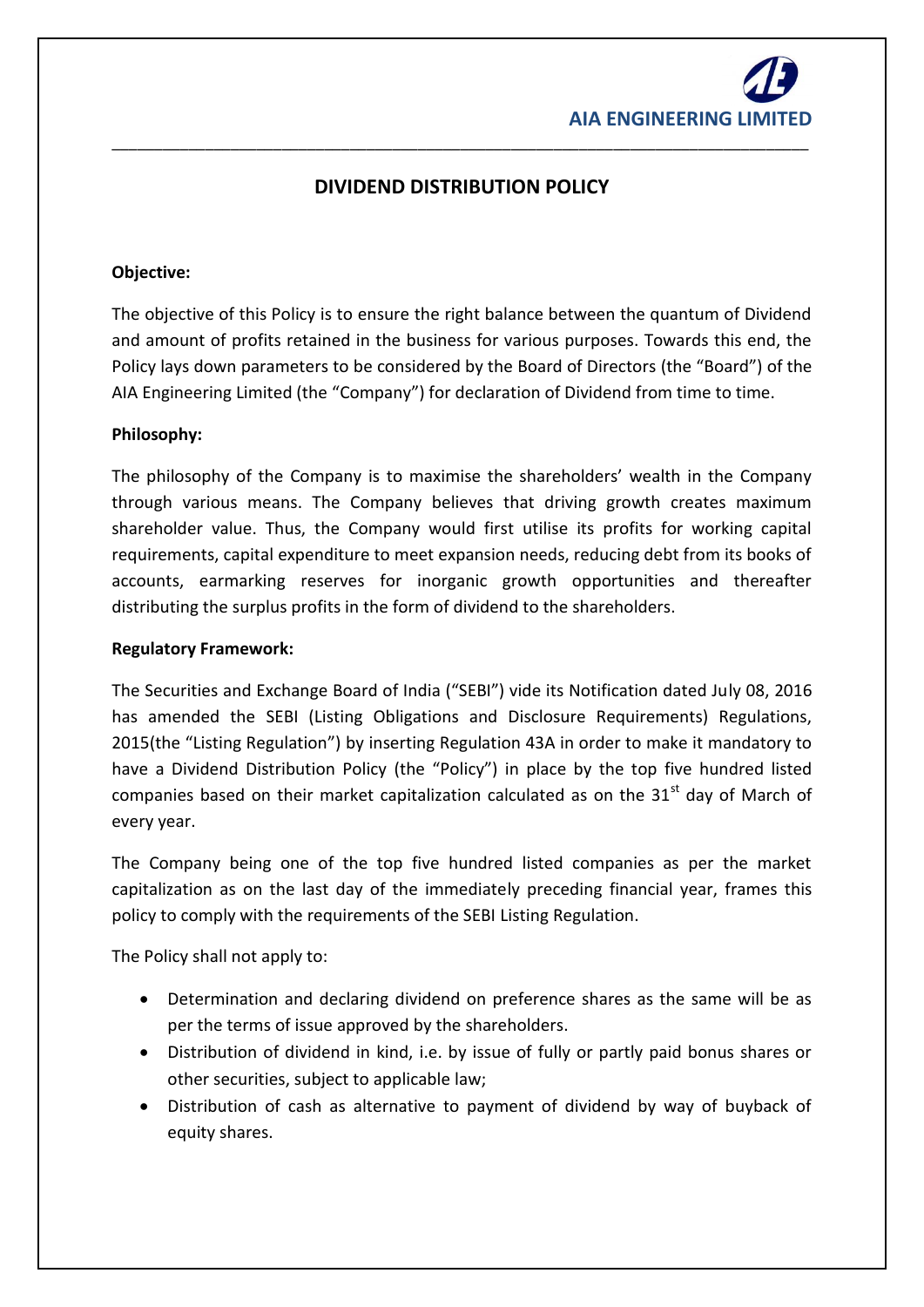# DIVIDEND DISTRIBUTION POLICY

**Objective:**

The objective of this Policy is to ensure the right balance between the quantum of Dividend and amount of profits retained in the business for various purposes. Towards this end, the Policy lays down parameters to be considered by the Board of Directors (the "Board") of the AIA Engineering Limited (the "Company") for declaration of Dividend from time to time.

**Philosophy:**

The philosophy of the Company is to maximise the shareholders' wealth in the Company through various means. The Company believes that driving growth creates maximum shareholder value. Thus, the Company would first utilise its profits for working capital requirements, capital expenditure to meet expansion needs, reducing debt from its books of accounts, earmarking reserves for inorganic growth opportunities and thereafter distributing the surplus profits in the form of dividend to the shareholders.

**Regulatory Framework:**

The Securities and Exchange Board of India ("SEBI") vide its Notification dated July 08, 2016 has amended the SEBI (Listing Obligations and Disclosure Requirements) Regulations, 2015(the "Listing Regulation") by inserting Regulation 43A in order to make it mandatory to have a Dividend Distribution Policy (the "Policy") in place by the top five hundred listed companies based on their market capitalization calculated as on the 31st day of March of every year.

The Company being one of the top five hundred listed companies as per the market capitalization as on the last day of the immediately preceding financial year, frames this policy to comply with the requirements of the SEBI Listing Regulation.

The Policy shall not apply to:

- Determination and declaring dividend on preference shares as the same will be as per the terms of issue approved by the shareholders.
- Distribution of dividend in kind, i.e. by issue of fully or partly paid bonus shares or other securities, subject to applicable law;
- Distribution of cash as alternative to payment of dividend by way of buyback of equity shares.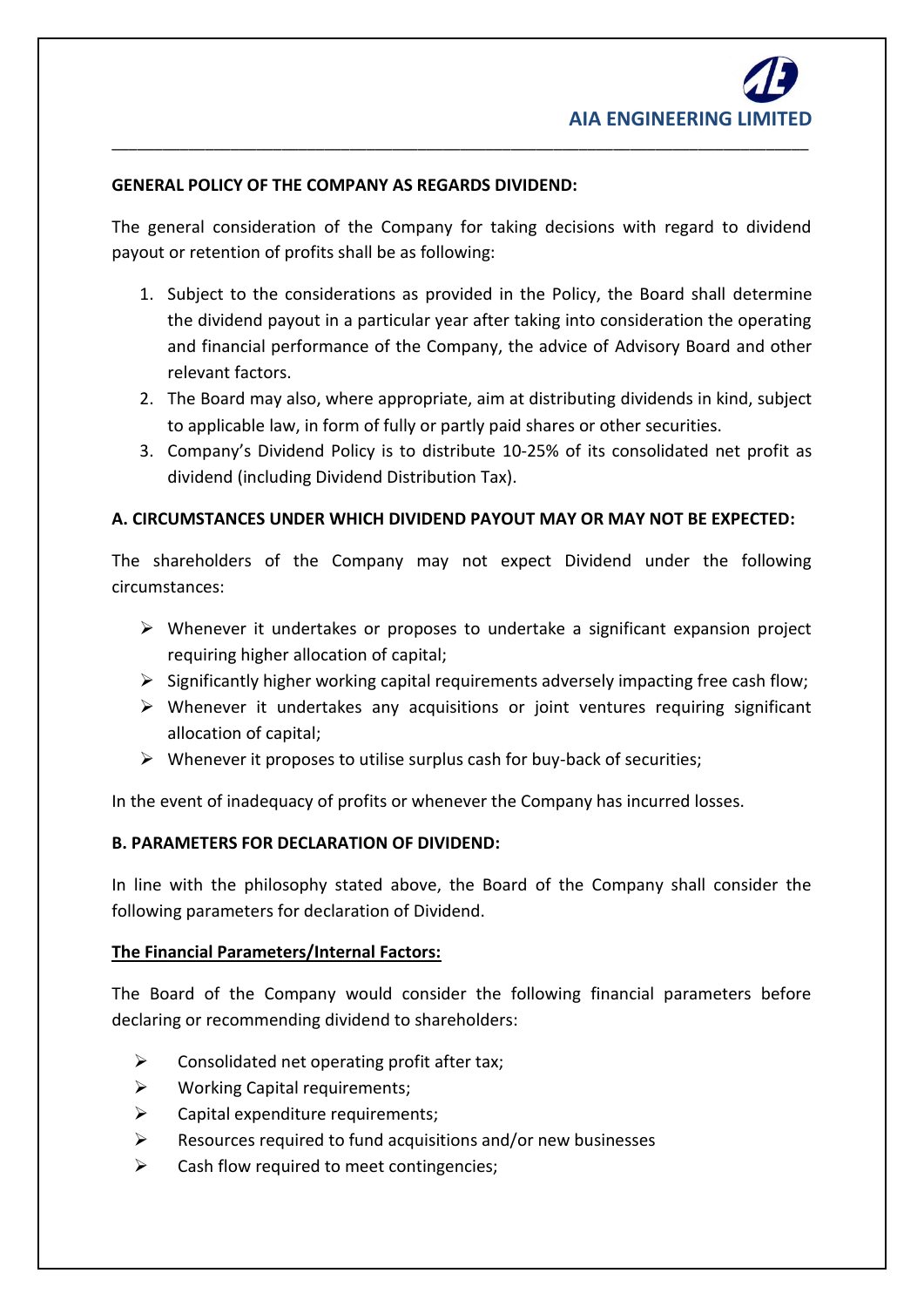**GENERAL POLICY OF THE COMPANY AS REGARDS DIVIDEND:**

The general consideration of the Company for taking decisions with regard to dividend payout or retention of profits shall be as following:

1. Subject to the considerations as provided in the Policy, the Board shall determine the dividend payout in a particular year after taking into consideration the operating and financial performance of the Company, the advice of Advisory Board and other relevant factors.
2. The Board may also, where appropriate, aim at distributing dividends in kind, subject to applicable law, in form of fully or partly paid shares or other securities.
3. Company's Dividend Policy is to distribute 10-25% of its consolidated net profit as dividend (including Dividend Distribution Tax).

**A. CIRCUMSTANCES UNDER WHICH DIVIDEND PAYOUT MAY OR MAY NOT BE EXPECTED:**

The shareholders of the Company may not expect Dividend under the following circumstances:

- Whenever it undertakes or proposes to undertake a significant expansion project requiring higher allocation of capital;
- Significantly higher working capital requirements adversely impacting free cash flow;
- Whenever it undertakes any acquisitions or joint ventures requiring significant allocation of capital;
- Whenever it proposes to utilise surplus cash for buy-back of securities;

In the event of inadequacy of profits or whenever the Company has incurred losses.

**B. PARAMETERS FOR DECLARATION OF DIVIDEND:**

In line with the philosophy stated above, the Board of the Company shall consider the following parameters for declaration of Dividend.

**The Financial Parameters/Internal Factors:**

The Board of the Company would consider the following financial parameters before declaring or recommending dividend to shareholders:

- Consolidated net operating profit after tax;
- Working Capital requirements;
- Capital expenditure requirements;
- Resources required to fund acquisitions and/or new businesses
- Cash flow required to meet contingencies;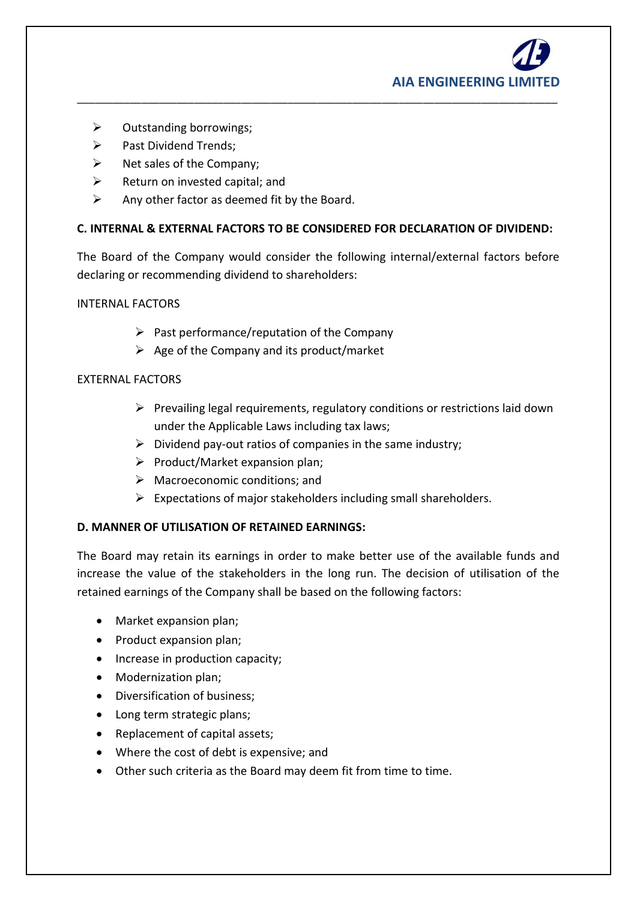- Outstanding borrowings;
- Past Dividend Trends;
- Net sales of the Company;
- Return on invested capital; and
- Any other factor as deemed fit by the Board.

**C. INTERNAL & EXTERNAL FACTORS TO BE CONSIDERED FOR DECLARATION OF DIVIDEND:**

The Board of the Company would consider the following internal/external factors before declaring or recommending dividend to shareholders:

INTERNAL FACTORS

- Past performance/reputation of the Company
- Age of the Company and its product/market

EXTERNAL FACTORS

- Prevailing legal requirements, regulatory conditions or restrictions laid down under the Applicable Laws including tax laws;
- Dividend pay-out ratios of companies in the same industry;
- Product/Market expansion plan;
- Macroeconomic conditions; and
- Expectations of major stakeholders including small shareholders.

**D. MANNER OF UTILISATION OF RETAINED EARNINGS:**

The Board may retain its earnings in order to make better use of the available funds and increase the value of the stakeholders in the long run. The decision of utilisation of the retained earnings of the Company shall be based on the following factors:

- Market expansion plan;
- Product expansion plan;
- Increase in production capacity;
- Modernization plan;
- Diversification of business;
- Long term strategic plans;
- Replacement of capital assets;
- Where the cost of debt is expensive; and
- Other such criteria as the Board may deem fit from time to time.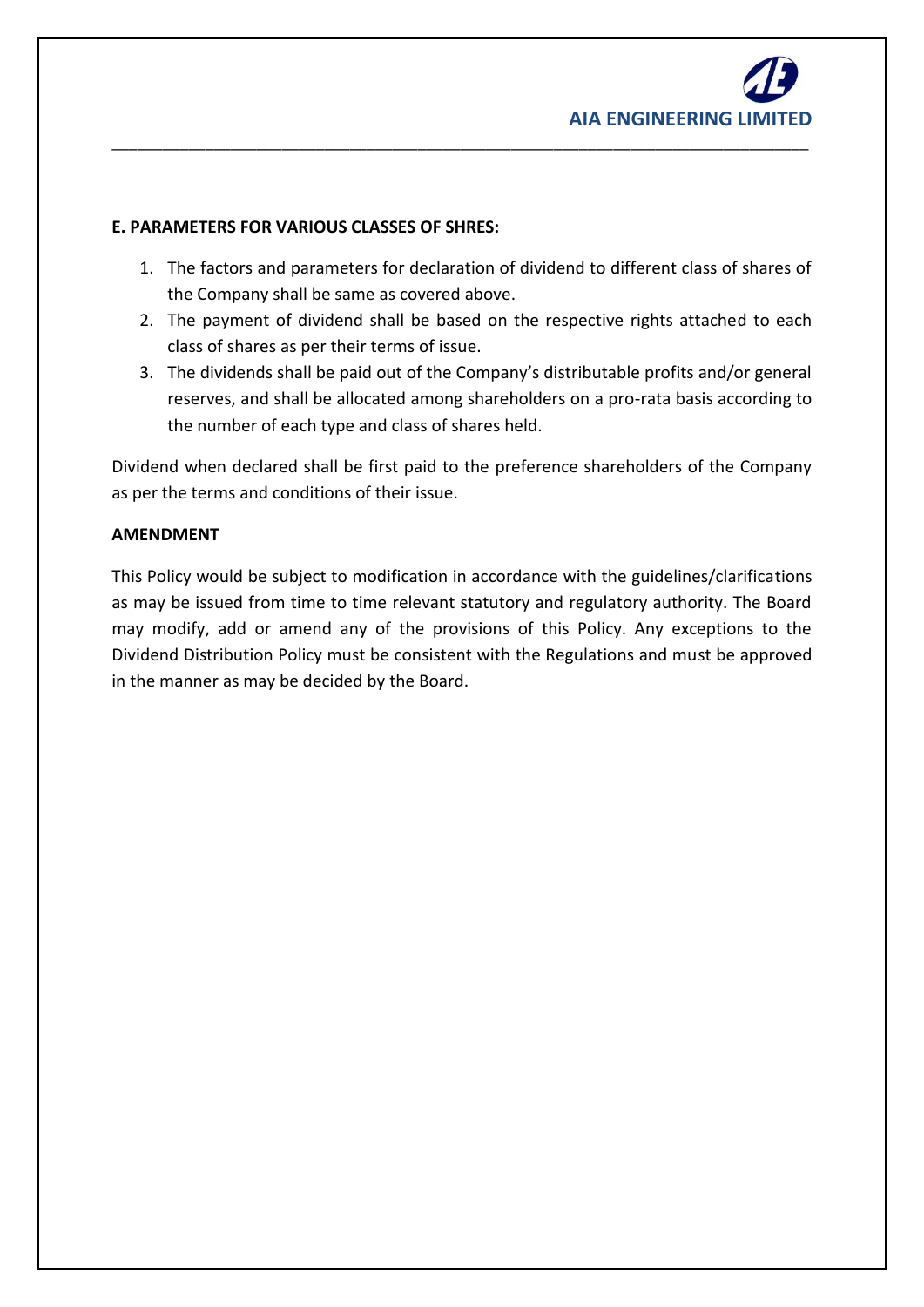**E. PARAMETERS FOR VARIOUS CLASSES OF SHRES:**

1. The factors and parameters for declaration of dividend to different class of shares of the Company shall be same as covered above.
2. The payment of dividend shall be based on the respective rights attached to each class of shares as per their terms of issue.
3. The dividends shall be paid out of the Company's distributable profits and/or general reserves, and shall be allocated among shareholders on a pro-rata basis according to the number of each type and class of shares held.

Dividend when declared shall be first paid to the preference shareholders of the Company as per the terms and conditions of their issue.

**AMENDMENT**

This Policy would be subject to modification in accordance with the guidelines/clarifications as may be issued from time to time relevant statutory and regulatory authority. The Board may modify, add or amend any of the provisions of this Policy. Any exceptions to the Dividend Distribution Policy must be consistent with the Regulations and must be approved in the manner as may be decided by the Board.